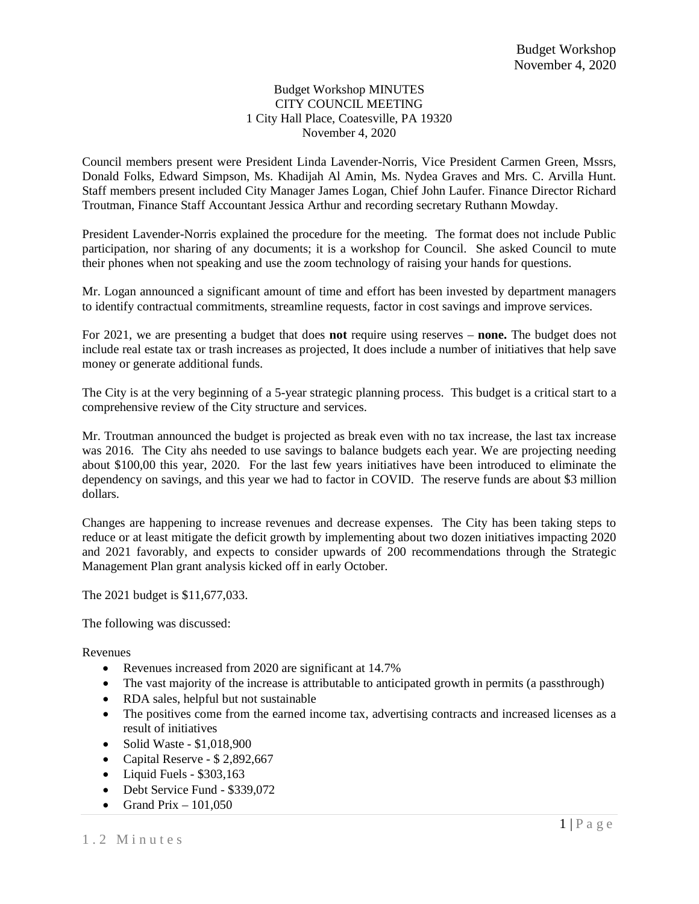Budget Workshop MINUTES
CITY COUNCIL MEETING
1 City Hall Place, Coatesville, PA 19320
November 4, 2020

Council members present were President Linda Lavender-Norris, Vice President Carmen Green, Mssrs, Donald Folks, Edward Simpson, Ms. Khadijah Al Amin, Ms. Nydea Graves and Mrs. C. Arvilla Hunt. Staff members present included City Manager James Logan, Chief John Laufer. Finance Director Richard Troutman, Finance Staff Accountant Jessica Arthur and recording secretary Ruthann Mowday.

President Lavender-Norris explained the procedure for the meeting. The format does not include Public participation, nor sharing of any documents; it is a workshop for Council. She asked Council to mute their phones when not speaking and use the zoom technology of raising your hands for questions.

Mr. Logan announced a significant amount of time and effort has been invested by department managers to identify contractual commitments, streamline requests, factor in cost savings and improve services.

For 2021, we are presenting a budget that does **not** require using reserves – **none.** The budget does not include real estate tax or trash increases as projected, It does include a number of initiatives that help save money or generate additional funds.

The City is at the very beginning of a 5-year strategic planning process. This budget is a critical start to a comprehensive review of the City structure and services.

Mr. Troutman announced the budget is projected as break even with no tax increase, the last tax increase was 2016. The City ahs needed to use savings to balance budgets each year. We are projecting needing about $100,00 this year, 2020. For the last few years initiatives have been introduced to eliminate the dependency on savings, and this year we had to factor in COVID. The reserve funds are about $3 million dollars.

Changes are happening to increase revenues and decrease expenses. The City has been taking steps to reduce or at least mitigate the deficit growth by implementing about two dozen initiatives impacting 2020 and 2021 favorably, and expects to consider upwards of 200 recommendations through the Strategic Management Plan grant analysis kicked off in early October.

The 2021 budget is $11,677,033.

The following was discussed:

Revenues

- Revenues increased from 2020 are significant at 14.7%
- The vast majority of the increase is attributable to anticipated growth in permits (a passthrough)
- RDA sales, helpful but not sustainable
- The positives come from the earned income tax, advertising contracts and increased licenses as a result of initiatives
- Solid Waste - $1,018,900
- Capital Reserve - $ 2,892,667
- Liquid Fuels - $303,163
- Debt Service Fund - $339,072
- Grand Prix – 101,050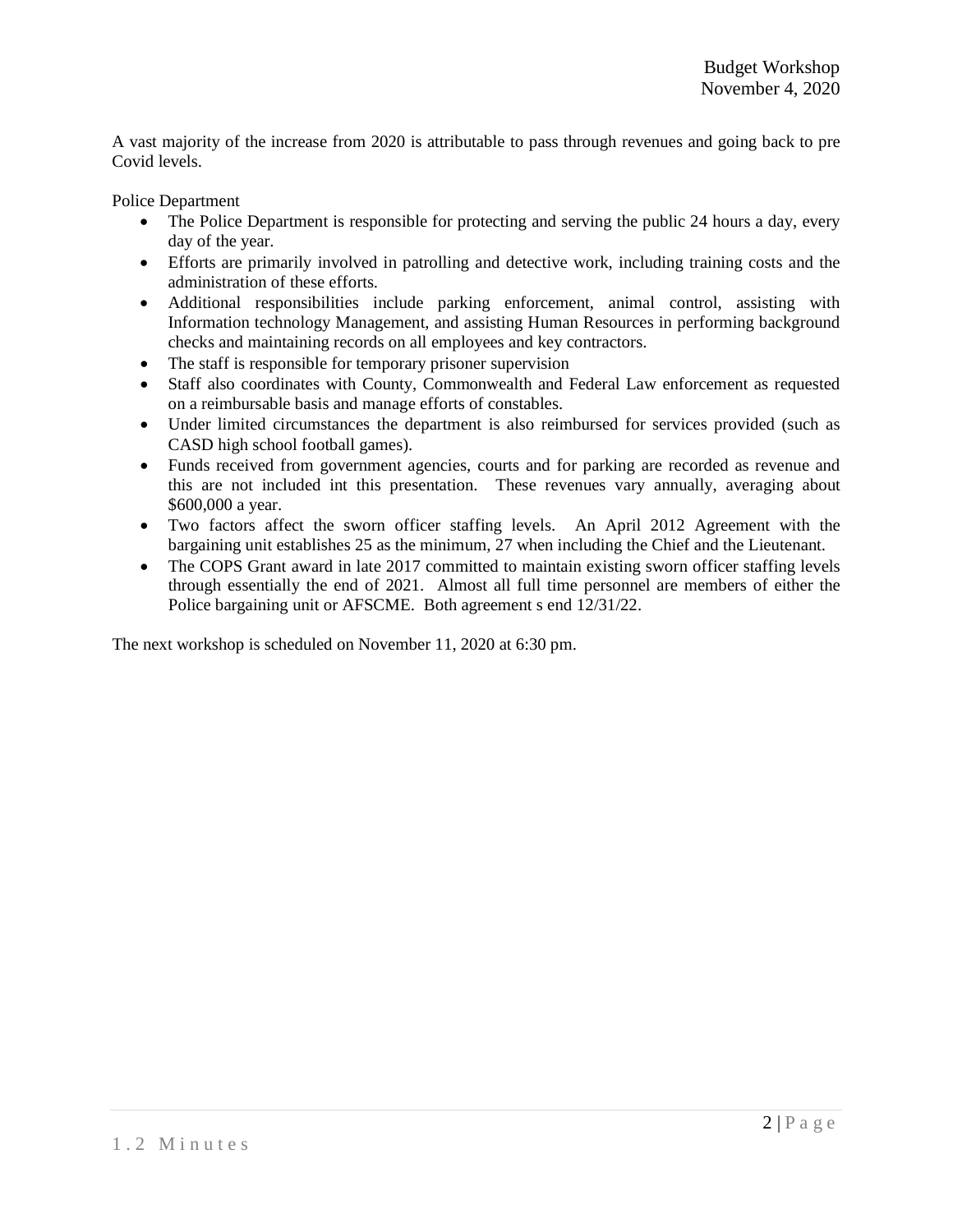A vast majority of the increase from 2020 is attributable to pass through revenues and going back to pre Covid levels.

Police Department

- The Police Department is responsible for protecting and serving the public 24 hours a day, every day of the year.
- Efforts are primarily involved in patrolling and detective work, including training costs and the administration of these efforts.
- Additional responsibilities include parking enforcement, animal control, assisting with Information technology Management, and assisting Human Resources in performing background checks and maintaining records on all employees and key contractors.
- The staff is responsible for temporary prisoner supervision
- Staff also coordinates with County, Commonwealth and Federal Law enforcement as requested on a reimbursable basis and manage efforts of constables.
- Under limited circumstances the department is also reimbursed for services provided (such as CASD high school football games).
- Funds received from government agencies, courts and for parking are recorded as revenue and this are not included int this presentation. These revenues vary annually, averaging about $600,000 a year.
- Two factors affect the sworn officer staffing levels. An April 2012 Agreement with the bargaining unit establishes 25 as the minimum, 27 when including the Chief and the Lieutenant.
- The COPS Grant award in late 2017 committed to maintain existing sworn officer staffing levels through essentially the end of 2021. Almost all full time personnel are members of either the Police bargaining unit or AFSCME. Both agreement s end 12/31/22.

The next workshop is scheduled on November 11, 2020 at 6:30 pm.